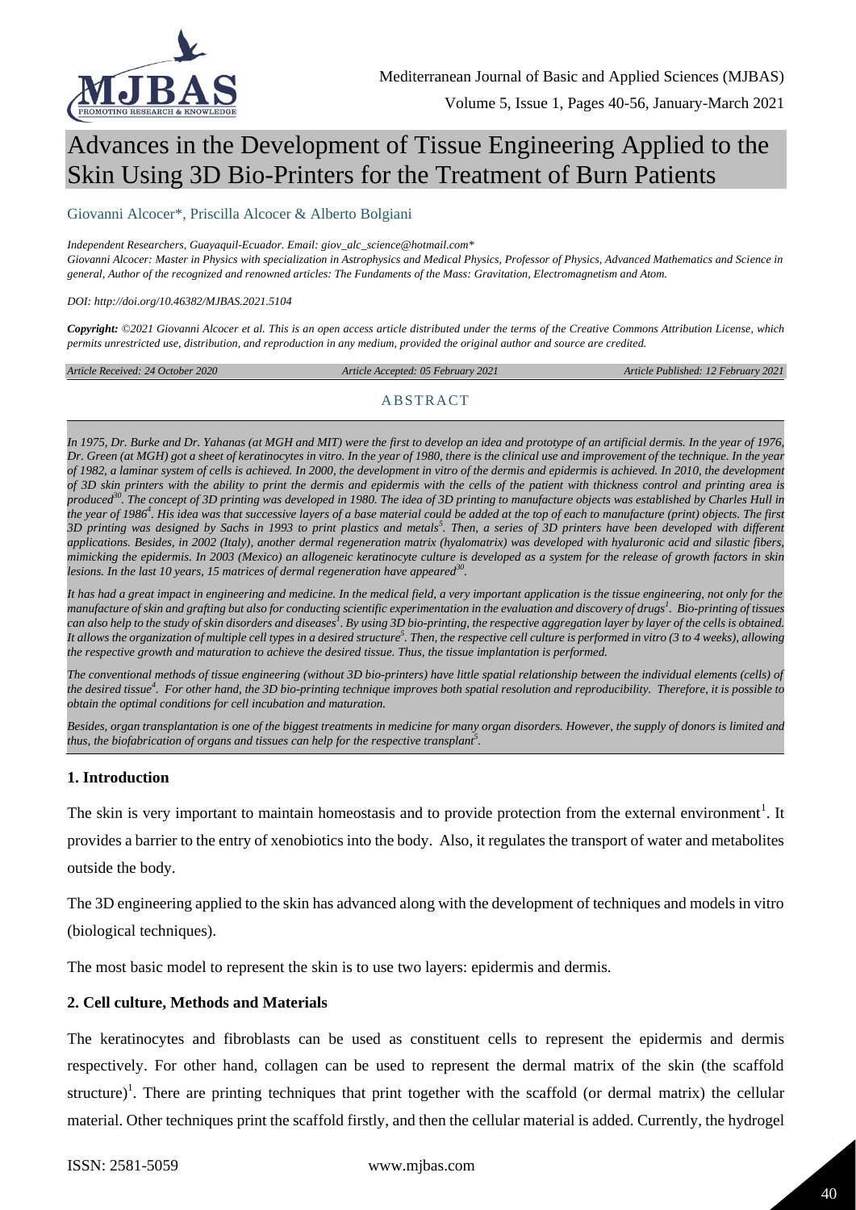# Advances in the Development of Tissue Engineering Applied to the Skin Using 3D Bio-Printers for the Treatment of Burn Patients

Giovanni Alcocer*, Priscilla Alcocer & Alberto Bolgiani

*Independent Researchers, Guayaquil-Ecuador. Email: giov_alc_science@hotmail.com**

*Giovanni Alcocer: Master in Physics with specialization in Astrophysics and Medical Physics, Professor of Physics, Advanced Mathematics and Science in general, Author of the recognized and renowned articles: The Fundaments of the Mass: Gravitation, Electromagnetism and Atom.*

*DOI: http://doi.org/10.46382/MJBAS.2021.5104*

***Copyright:** ©2021 Giovanni Alcocer et al. This is an open access article distributed under the terms of the Creative Commons Attribution License, which permits unrestricted use, distribution, and reproduction in any medium, provided the original author and source are credited.*

*Article Received: 24 October 2020* | *Article Accepted: 05 February 2021* | *Article Published: 12 February 2021*

## ABSTRACT

*In 1975, Dr. Burke and Dr. Yahanas (at MGH and MIT) were the first to develop an idea and prototype of an artificial dermis. In the year of 1976, Dr. Green (at MGH) got a sheet of keratinocytes in vitro. In the year of 1980, there is the clinical use and improvement of the technique. In the year of 1982, a laminar system of cells is achieved. In 2000, the development in vitro of the dermis and epidermis is achieved. In 2010, the development of 3D skin printers with the ability to print the dermis and epidermis with the cells of the patient with thickness control and printing area is produced[30]. The concept of 3D printing was developed in 1980. The idea of 3D printing to manufacture objects was established by Charles Hull in the year of 1986[4]. His idea was that successive layers of a base material could be added at the top of each to manufacture (print) objects. The first 3D printing was designed by Sachs in 1993 to print plastics and metals[5]. Then, a series of 3D printers have been developed with different applications. Besides, in 2002 (Italy), another dermal regeneration matrix (hyalomatrix) was developed with hyaluronic acid and silastic fibers, mimicking the epidermis. In 2003 (Mexico) an allogeneic keratinocyte culture is developed as a system for the release of growth factors in skin lesions. In the last 10 years, 15 matrices of dermal regeneration have appeared[30].*

*It has had a great impact in engineering and medicine. In the medical field, a very important application is the tissue engineering, not only for the manufacture of skin and grafting but also for conducting scientific experimentation in the evaluation and discovery of drugs[1]. Bio-printing of tissues can also help to the study of skin disorders and diseases[1]. By using 3D bio-printing, the respective aggregation layer by layer of the cells is obtained. It allows the organization of multiple cell types in a desired structure[5]. Then, the respective cell culture is performed in vitro (3 to 4 weeks), allowing the respective growth and maturation to achieve the desired tissue. Thus, the tissue implantation is performed.*

*The conventional methods of tissue engineering (without 3D bio-printers) have little spatial relationship between the individual elements (cells) of the desired tissue[4]. For other hand, the 3D bio-printing technique improves both spatial resolution and reproducibility. Therefore, it is possible to obtain the optimal conditions for cell incubation and maturation.*

*Besides, organ transplantation is one of the biggest treatments in medicine for many organ disorders. However, the supply of donors is limited and thus, the biofabrication of organs and tissues can help for the respective transplant[5].*

### 1. Introduction

The skin is very important to maintain homeostasis and to provide protection from the external environment[1]. It provides a barrier to the entry of xenobiotics into the body. Also, it regulates the transport of water and metabolites outside the body.

The 3D engineering applied to the skin has advanced along with the development of techniques and models in vitro (biological techniques).

The most basic model to represent the skin is to use two layers: epidermis and dermis.

### 2. Cell culture, Methods and Materials

The keratinocytes and fibroblasts can be used as constituent cells to represent the epidermis and dermis respectively. For other hand, collagen can be used to represent the dermal matrix of the skin (the scaffold structure)[1]. There are printing techniques that print together with the scaffold (or dermal matrix) the cellular material. Other techniques print the scaffold firstly, and then the cellular material is added. Currently, the hydrogel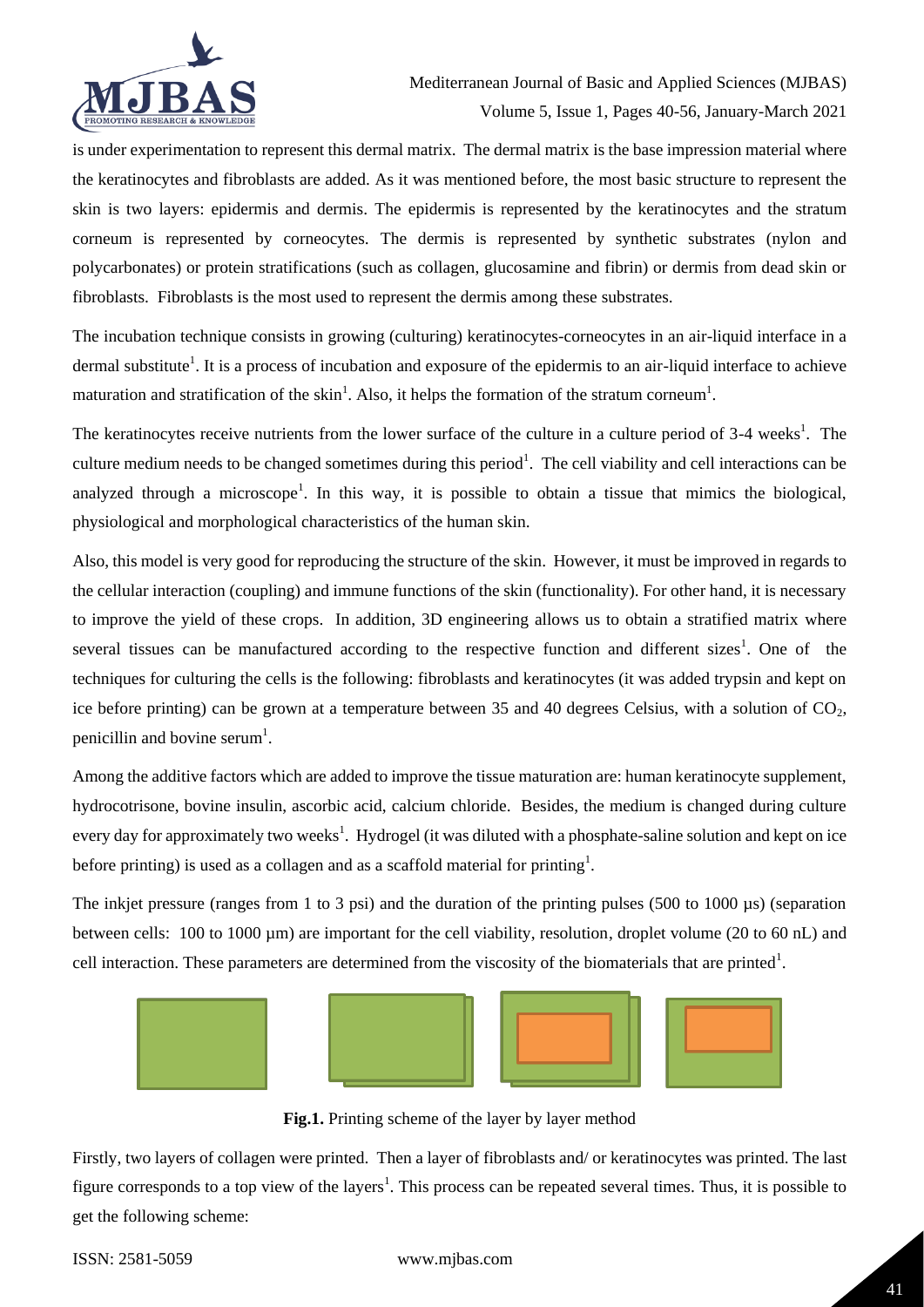is under experimentation to represent this dermal matrix. The dermal matrix is the base impression material where the keratinocytes and fibroblasts are added. As it was mentioned before, the most basic structure to represent the skin is two layers: epidermis and dermis. The epidermis is represented by the keratinocytes and the stratum corneum is represented by corneocytes. The dermis is represented by synthetic substrates (nylon and polycarbonates) or protein stratifications (such as collagen, glucosamine and fibrin) or dermis from dead skin or fibroblasts. Fibroblasts is the most used to represent the dermis among these substrates.

The incubation technique consists in growing (culturing) keratinocytes-corneocytes in an air-liquid interface in a dermal substitute[1]. It is a process of incubation and exposure of the epidermis to an air-liquid interface to achieve maturation and stratification of the skin[1]. Also, it helps the formation of the stratum corneum[1].

The keratinocytes receive nutrients from the lower surface of the culture in a culture period of 3-4 weeks[1]. The culture medium needs to be changed sometimes during this period[1]. The cell viability and cell interactions can be analyzed through a microscope[1]. In this way, it is possible to obtain a tissue that mimics the biological, physiological and morphological characteristics of the human skin.

Also, this model is very good for reproducing the structure of the skin. However, it must be improved in regards to the cellular interaction (coupling) and immune functions of the skin (functionality). For other hand, it is necessary to improve the yield of these crops. In addition, 3D engineering allows us to obtain a stratified matrix where several tissues can be manufactured according to the respective function and different sizes[1]. One of the techniques for culturing the cells is the following: fibroblasts and keratinocytes (it was added trypsin and kept on ice before printing) can be grown at a temperature between 35 and 40 degrees Celsius, with a solution of $CO_2$, penicillin and bovine serum[1].

Among the additive factors which are added to improve the tissue maturation are: human keratinocyte supplement, hydrocotrisone, bovine insulin, ascorbic acid, calcium chloride. Besides, the medium is changed during culture every day for approximately two weeks[1]. Hydrogel (it was diluted with a phosphate-saline solution and kept on ice before printing) is used as a collagen and as a scaffold material for printing[1].

The inkjet pressure (ranges from 1 to 3 psi) and the duration of the printing pulses (500 to 1000 µs) (separation between cells: 100 to 1000 µm) are important for the cell viability, resolution, droplet volume (20 to 60 nL) and cell interaction. These parameters are determined from the viscosity of the biomaterials that are printed[1].

**Fig.1.** Printing scheme of the layer by layer method

Firstly, two layers of collagen were printed. Then a layer of fibroblasts and/ or keratinocytes was printed. The last figure corresponds to a top view of the layers[1]. This process can be repeated several times. Thus, it is possible to get the following scheme: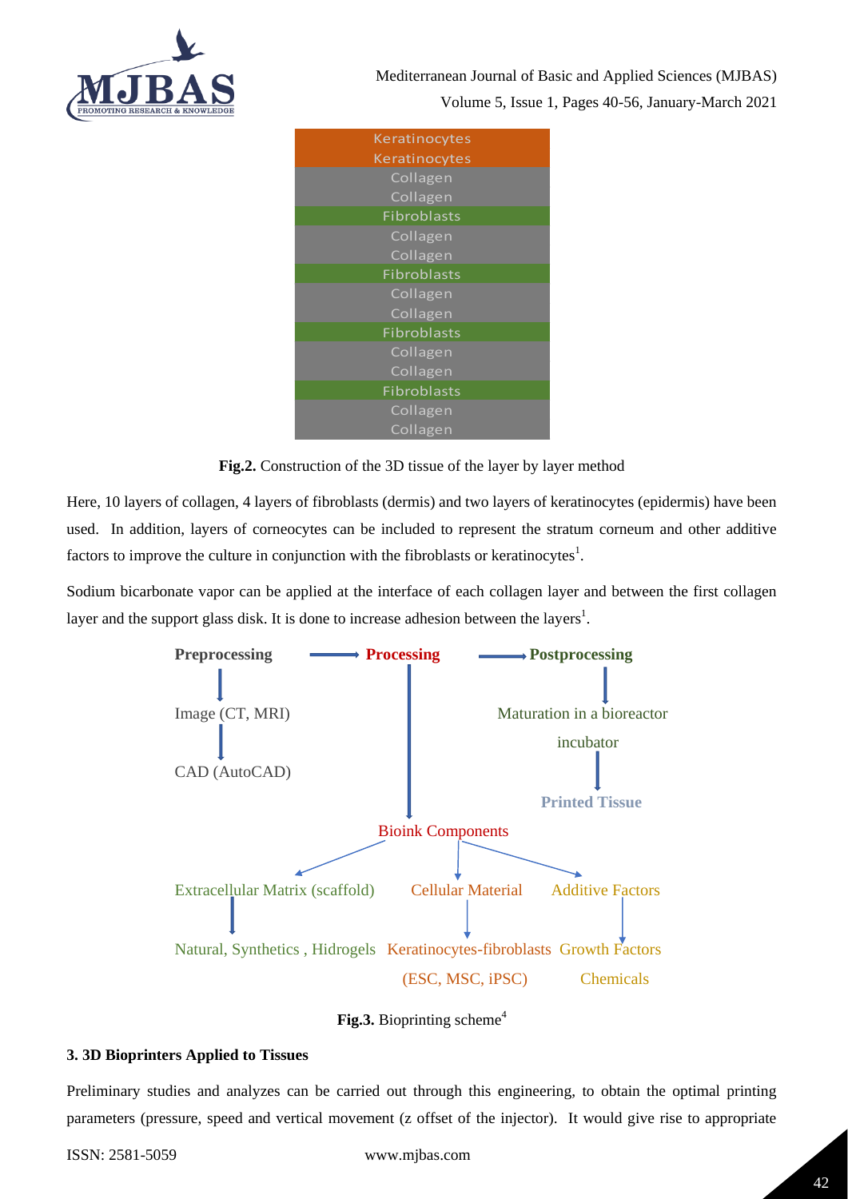| Keratinocytes |
|---|
| Keratinocytes |
| Collagen |
| Collagen |
| Fibroblasts |
| Collagen |
| Collagen |
| Fibroblasts |
| Collagen |
| Collagen |
| Fibroblasts |
| Collagen |
| Collagen |
| Fibroblasts |
| Collagen |
| Collagen |

**Fig.2.** Construction of the 3D tissue of the layer by layer method

Here, 10 layers of collagen, 4 layers of fibroblasts (dermis) and two layers of keratinocytes (epidermis) have been used. In addition, layers of corneocytes can be included to represent the stratum corneum and other additive factors to improve the culture in conjunction with the fibroblasts or keratinocytes[1].

Sodium bicarbonate vapor can be applied at the interface of each collagen layer and between the first collagen layer and the support glass disk. It is done to increase adhesion between the layers[1].

**Preprocessing** → **Processing** → **Postprocessing**

Preprocessing → Image (CT, MRI) → CAD (AutoCAD)

Postprocessing → Maturation in a bioreactor incubator → **Printed Tissue**

Processing → Bioink Components

Bioink Components → Extracellular Matrix (scaffold) → Natural, Synthetics , Hidrogels

Bioink Components → Cellular Material → Keratinocytes-fibroblasts (ESC, MSC, iPSC)

Bioink Components → Additive Factors → Growth Factors Chemicals

**Fig.3.** Bioprinting scheme[4]

### 3. 3D Bioprinters Applied to Tissues

Preliminary studies and analyzes can be carried out through this engineering, to obtain the optimal printing parameters (pressure, speed and vertical movement (z offset of the injector). It would give rise to appropriate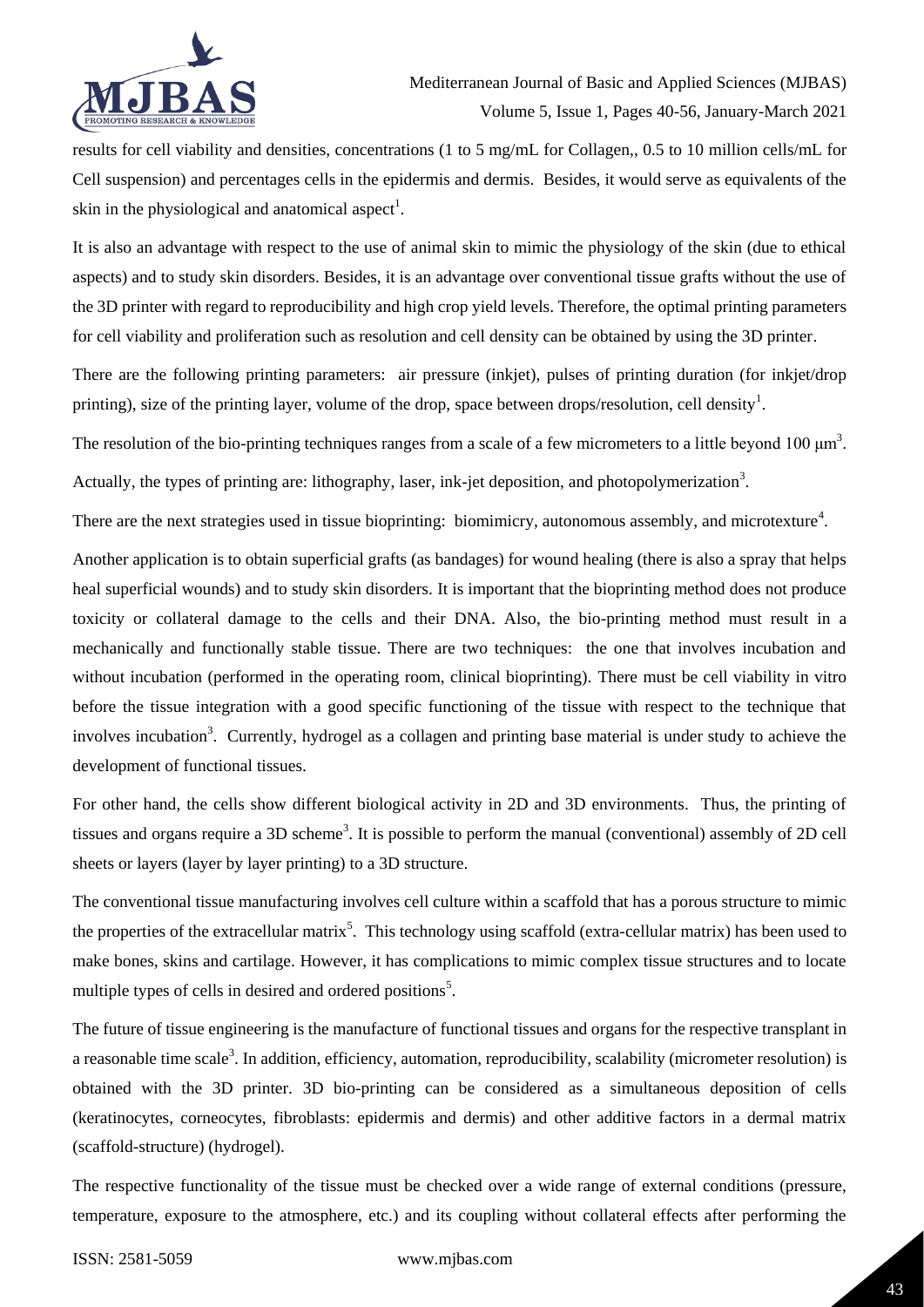results for cell viability and densities, concentrations (1 to 5 mg/mL for Collagen,, 0.5 to 10 million cells/mL for Cell suspension) and percentages cells in the epidermis and dermis. Besides, it would serve as equivalents of the skin in the physiological and anatomical aspect[1].

It is also an advantage with respect to the use of animal skin to mimic the physiology of the skin (due to ethical aspects) and to study skin disorders. Besides, it is an advantage over conventional tissue grafts without the use of the 3D printer with regard to reproducibility and high crop yield levels. Therefore, the optimal printing parameters for cell viability and proliferation such as resolution and cell density can be obtained by using the 3D printer.

There are the following printing parameters: air pressure (inkjet), pulses of printing duration (for inkjet/drop printing), size of the printing layer, volume of the drop, space between drops/resolution, cell density[1].

The resolution of the bio-printing techniques ranges from a scale of a few micrometers to a little beyond 100 $\mu m^3$.

Actually, the types of printing are: lithography, laser, ink-jet deposition, and photopolymerization[3].

There are the next strategies used in tissue bioprinting: biomimicry, autonomous assembly, and microtexture[4].

Another application is to obtain superficial grafts (as bandages) for wound healing (there is also a spray that helps heal superficial wounds) and to study skin disorders. It is important that the bioprinting method does not produce toxicity or collateral damage to the cells and their DNA. Also, the bio-printing method must result in a mechanically and functionally stable tissue. There are two techniques: the one that involves incubation and without incubation (performed in the operating room, clinical bioprinting). There must be cell viability in vitro before the tissue integration with a good specific functioning of the tissue with respect to the technique that involves incubation[3]. Currently, hydrogel as a collagen and printing base material is under study to achieve the development of functional tissues.

For other hand, the cells show different biological activity in 2D and 3D environments. Thus, the printing of tissues and organs require a 3D scheme[3]. It is possible to perform the manual (conventional) assembly of 2D cell sheets or layers (layer by layer printing) to a 3D structure.

The conventional tissue manufacturing involves cell culture within a scaffold that has a porous structure to mimic the properties of the extracellular matrix[5]. This technology using scaffold (extra-cellular matrix) has been used to make bones, skins and cartilage. However, it has complications to mimic complex tissue structures and to locate multiple types of cells in desired and ordered positions[5].

The future of tissue engineering is the manufacture of functional tissues and organs for the respective transplant in a reasonable time scale[3]. In addition, efficiency, automation, reproducibility, scalability (micrometer resolution) is obtained with the 3D printer. 3D bio-printing can be considered as a simultaneous deposition of cells (keratinocytes, corneocytes, fibroblasts: epidermis and dermis) and other additive factors in a dermal matrix (scaffold-structure) (hydrogel).

The respective functionality of the tissue must be checked over a wide range of external conditions (pressure, temperature, exposure to the atmosphere, etc.) and its coupling without collateral effects after performing the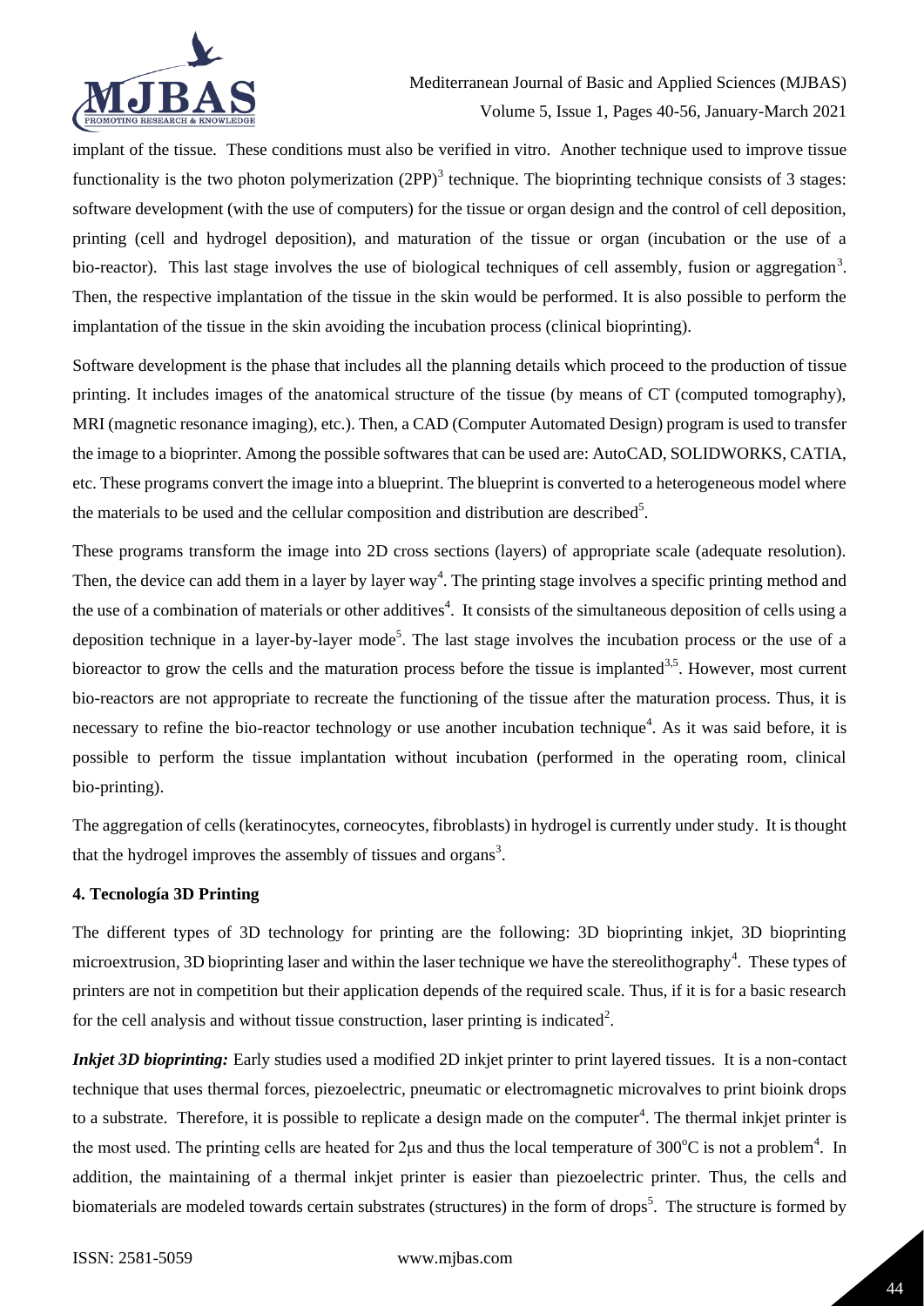implant of the tissue. These conditions must also be verified in vitro. Another technique used to improve tissue functionality is the two photon polymerization (2PP)[3] technique. The bioprinting technique consists of 3 stages: software development (with the use of computers) for the tissue or organ design and the control of cell deposition, printing (cell and hydrogel deposition), and maturation of the tissue or organ (incubation or the use of a bio-reactor). This last stage involves the use of biological techniques of cell assembly, fusion or aggregation[3]. Then, the respective implantation of the tissue in the skin would be performed. It is also possible to perform the implantation of the tissue in the skin avoiding the incubation process (clinical bioprinting).

Software development is the phase that includes all the planning details which proceed to the production of tissue printing. It includes images of the anatomical structure of the tissue (by means of CT (computed tomography), MRI (magnetic resonance imaging), etc.). Then, a CAD (Computer Automated Design) program is used to transfer the image to a bioprinter. Among the possible softwares that can be used are: AutoCAD, SOLIDWORKS, CATIA, etc. These programs convert the image into a blueprint. The blueprint is converted to a heterogeneous model where the materials to be used and the cellular composition and distribution are described[5].

These programs transform the image into 2D cross sections (layers) of appropriate scale (adequate resolution). Then, the device can add them in a layer by layer way[4]. The printing stage involves a specific printing method and the use of a combination of materials or other additives[4]. It consists of the simultaneous deposition of cells using a deposition technique in a layer-by-layer mode[5]. The last stage involves the incubation process or the use of a bioreactor to grow the cells and the maturation process before the tissue is implanted[3,5]. However, most current bio-reactors are not appropriate to recreate the functioning of the tissue after the maturation process. Thus, it is necessary to refine the bio-reactor technology or use another incubation technique[4]. As it was said before, it is possible to perform the tissue implantation without incubation (performed in the operating room, clinical bio-printing).

The aggregation of cells (keratinocytes, corneocytes, fibroblasts) in hydrogel is currently under study. It is thought that the hydrogel improves the assembly of tissues and organs[3].

## 4. Tecnología 3D Printing

The different types of 3D technology for printing are the following: 3D bioprinting inkjet, 3D bioprinting microextrusion, 3D bioprinting laser and within the laser technique we have the stereolithography[4]. These types of printers are not in competition but their application depends of the required scale. Thus, if it is for a basic research for the cell analysis and without tissue construction, laser printing is indicated[2].

***Inkjet 3D bioprinting:*** Early studies used a modified 2D inkjet printer to print layered tissues. It is a non-contact technique that uses thermal forces, piezoelectric, pneumatic or electromagnetic microvalves to print bioink drops to a substrate. Therefore, it is possible to replicate a design made on the computer[4]. The thermal inkjet printer is the most used. The printing cells are heated for 2μs and thus the local temperature of 300°C is not a problem[4]. In addition, the maintaining of a thermal inkjet printer is easier than piezoelectric printer. Thus, the cells and biomaterials are modeled towards certain substrates (structures) in the form of drops[5]. The structure is formed by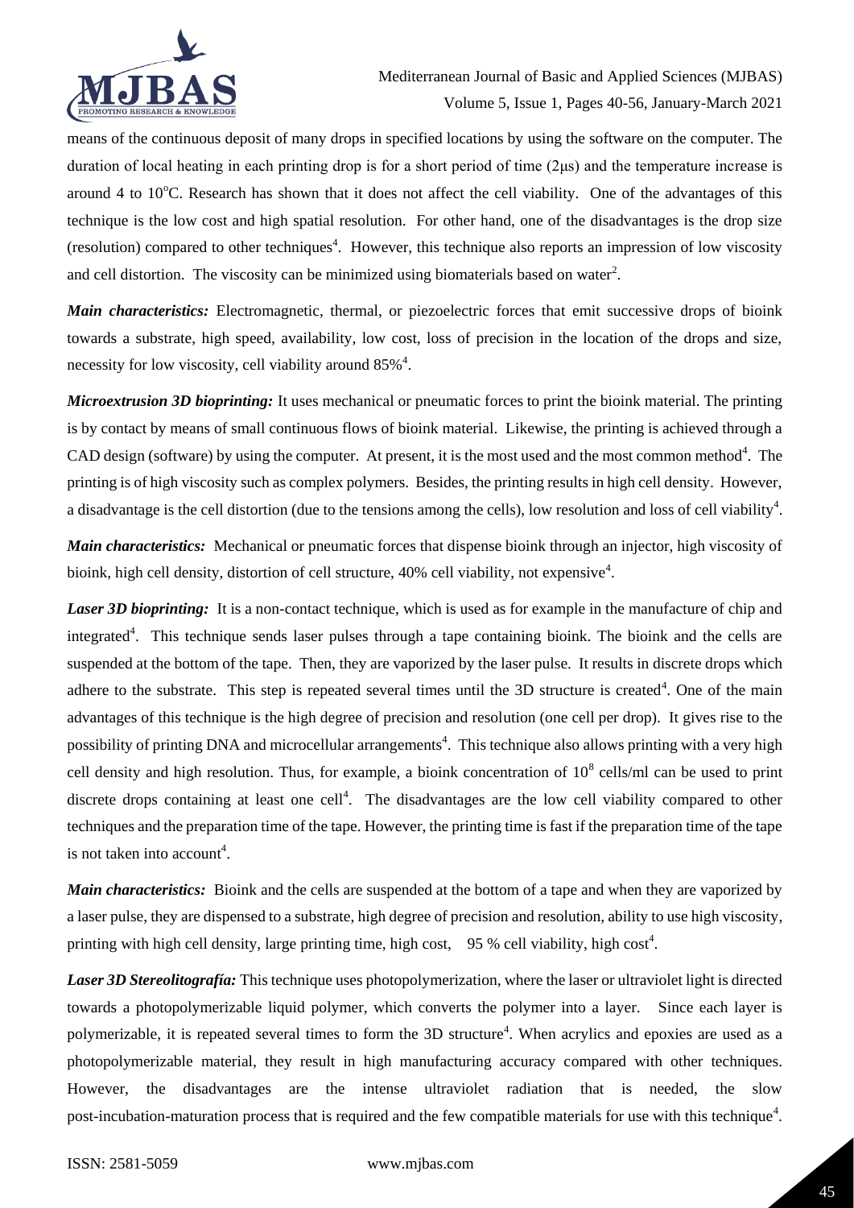means of the continuous deposit of many drops in specified locations by using the software on the computer. The duration of local heating in each printing drop is for a short period of time (2μs) and the temperature increase is around 4 to 10°C. Research has shown that it does not affect the cell viability. One of the advantages of this technique is the low cost and high spatial resolution. For other hand, one of the disadvantages is the drop size (resolution) compared to other techniques[4]. However, this technique also reports an impression of low viscosity and cell distortion. The viscosity can be minimized using biomaterials based on water[2].

***Main characteristics:*** Electromagnetic, thermal, or piezoelectric forces that emit successive drops of bioink towards a substrate, high speed, availability, low cost, loss of precision in the location of the drops and size, necessity for low viscosity, cell viability around 85%[4].

***Microextrusion 3D bioprinting:*** It uses mechanical or pneumatic forces to print the bioink material. The printing is by contact by means of small continuous flows of bioink material. Likewise, the printing is achieved through a CAD design (software) by using the computer. At present, it is the most used and the most common method[4]. The printing is of high viscosity such as complex polymers. Besides, the printing results in high cell density. However, a disadvantage is the cell distortion (due to the tensions among the cells), low resolution and loss of cell viability[4].

***Main characteristics:*** Mechanical or pneumatic forces that dispense bioink through an injector, high viscosity of bioink, high cell density, distortion of cell structure, 40% cell viability, not expensive[4].

***Laser 3D bioprinting:*** It is a non-contact technique, which is used as for example in the manufacture of chip and integrated[4]. This technique sends laser pulses through a tape containing bioink. The bioink and the cells are suspended at the bottom of the tape. Then, they are vaporized by the laser pulse. It results in discrete drops which adhere to the substrate. This step is repeated several times until the 3D structure is created[4]. One of the main advantages of this technique is the high degree of precision and resolution (one cell per drop). It gives rise to the possibility of printing DNA and microcellular arrangements[4]. This technique also allows printing with a very high cell density and high resolution. Thus, for example, a bioink concentration of $10^8$ cells/ml can be used to print discrete drops containing at least one cell[4]. The disadvantages are the low cell viability compared to other techniques and the preparation time of the tape. However, the printing time is fast if the preparation time of the tape is not taken into account[4].

***Main characteristics:*** Bioink and the cells are suspended at the bottom of a tape and when they are vaporized by a laser pulse, they are dispensed to a substrate, high degree of precision and resolution, ability to use high viscosity, printing with high cell density, large printing time, high cost, 95 % cell viability, high cost[4].

***Laser 3D Stereolitografía:*** This technique uses photopolymerization, where the laser or ultraviolet light is directed towards a photopolymerizable liquid polymer, which converts the polymer into a layer. Since each layer is polymerizable, it is repeated several times to form the 3D structure[4]. When acrylics and epoxies are used as a photopolymerizable material, they result in high manufacturing accuracy compared with other techniques. However, the disadvantages are the intense ultraviolet radiation that is needed, the slow post-incubation-maturation process that is required and the few compatible materials for use with this technique[4].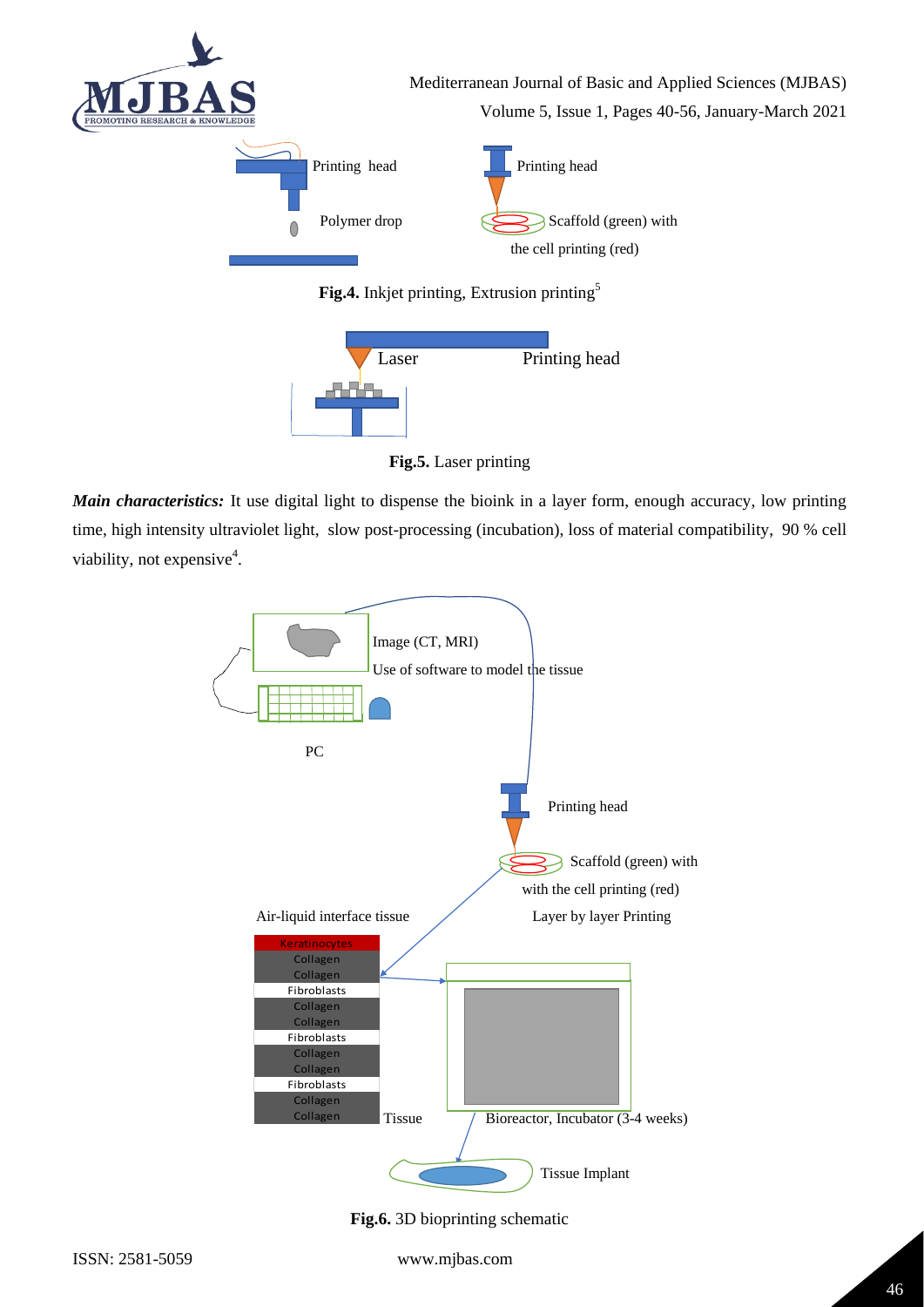Printing head

Polymer drop

Printing head

Scaffold (green) with the cell printing (red)

**Fig.4.** Inkjet printing, Extrusion printing[5]

Laser

Printing head

**Fig.5.** Laser printing

***Main characteristics:*** It use digital light to dispense the bioink in a layer form, enough accuracy, low printing time, high intensity ultraviolet light, slow post-processing (incubation), loss of material compatibility, 90 % cell viability, not expensive[4].

Image (CT, MRI)

Use of software to model the tissue

PC

Printing head

Scaffold (green) with with the cell printing (red)

Layer by layer Printing

Air-liquid interface tissue

| Keratinocytes |
| --- |
| Collagen |
| Collagen |
| Fibroblasts |
| Collagen |
| Collagen |
| Fibroblasts |
| Collagen |
| Collagen |
| Fibroblasts |
| Collagen |
| Collagen |

Tissue

Bioreactor, Incubator (3-4 weeks)

Tissue Implant

**Fig.6.** 3D bioprinting schematic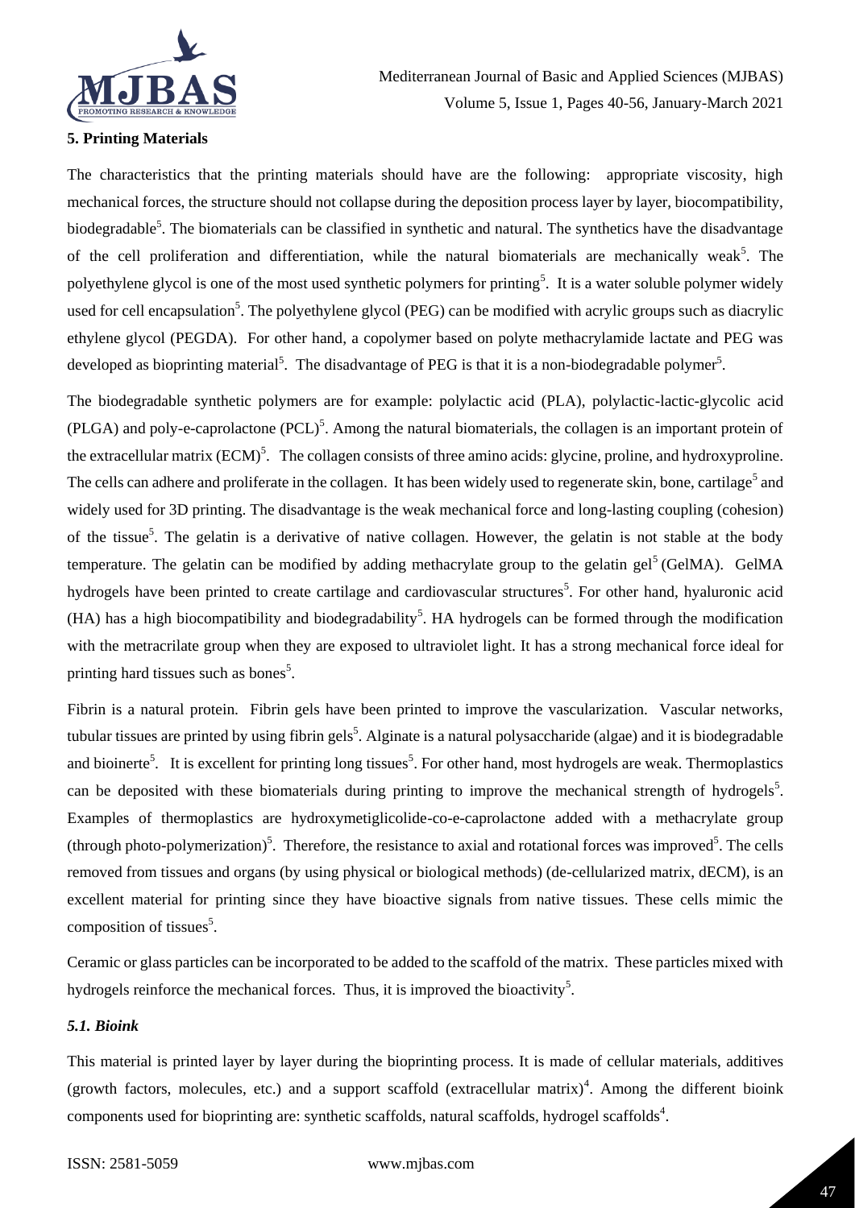## 5. Printing Materials

The characteristics that the printing materials should have are the following: appropriate viscosity, high mechanical forces, the structure should not collapse during the deposition process layer by layer, biocompatibility, biodegradable[5]. The biomaterials can be classified in synthetic and natural. The synthetics have the disadvantage of the cell proliferation and differentiation, while the natural biomaterials are mechanically weak[5]. The polyethylene glycol is one of the most used synthetic polymers for printing[5]. It is a water soluble polymer widely used for cell encapsulation[5]. The polyethylene glycol (PEG) can be modified with acrylic groups such as diacrylic ethylene glycol (PEGDA). For other hand, a copolymer based on polyte methacrylamide lactate and PEG was developed as bioprinting material[5]. The disadvantage of PEG is that it is a non-biodegradable polymer[5].

The biodegradable synthetic polymers are for example: polylactic acid (PLA), polylactic-lactic-glycolic acid (PLGA) and poly-e-caprolactone (PCL)[5]. Among the natural biomaterials, the collagen is an important protein of the extracellular matrix (ECM)[5]. The collagen consists of three amino acids: glycine, proline, and hydroxyproline. The cells can adhere and proliferate in the collagen. It has been widely used to regenerate skin, bone, cartilage[5] and widely used for 3D printing. The disadvantage is the weak mechanical force and long-lasting coupling (cohesion) of the tissue[5]. The gelatin is a derivative of native collagen. However, the gelatin is not stable at the body temperature. The gelatin can be modified by adding methacrylate group to the gelatin gel[5] (GelMA). GelMA hydrogels have been printed to create cartilage and cardiovascular structures[5]. For other hand, hyaluronic acid (HA) has a high biocompatibility and biodegradability[5]. HA hydrogels can be formed through the modification with the metracrilate group when they are exposed to ultraviolet light. It has a strong mechanical force ideal for printing hard tissues such as bones[5].

Fibrin is a natural protein. Fibrin gels have been printed to improve the vascularization. Vascular networks, tubular tissues are printed by using fibrin gels[5]. Alginate is a natural polysaccharide (algae) and it is biodegradable and bioinerte[5]. It is excellent for printing long tissues[5]. For other hand, most hydrogels are weak. Thermoplastics can be deposited with these biomaterials during printing to improve the mechanical strength of hydrogels[5]. Examples of thermoplastics are hydroxymetiglicolide-co-e-caprolactone added with a methacrylate group (through photo-polymerization)[5]. Therefore, the resistance to axial and rotational forces was improved[5]. The cells removed from tissues and organs (by using physical or biological methods) (de-cellularized matrix, dECM), is an excellent material for printing since they have bioactive signals from native tissues. These cells mimic the composition of tissues[5].

Ceramic or glass particles can be incorporated to be added to the scaffold of the matrix. These particles mixed with hydrogels reinforce the mechanical forces. Thus, it is improved the bioactivity[5].

### *5.1. Bioink*

This material is printed layer by layer during the bioprinting process. It is made of cellular materials, additives (growth factors, molecules, etc.) and a support scaffold (extracellular matrix)[4]. Among the different bioink components used for bioprinting are: synthetic scaffolds, natural scaffolds, hydrogel scaffolds[4].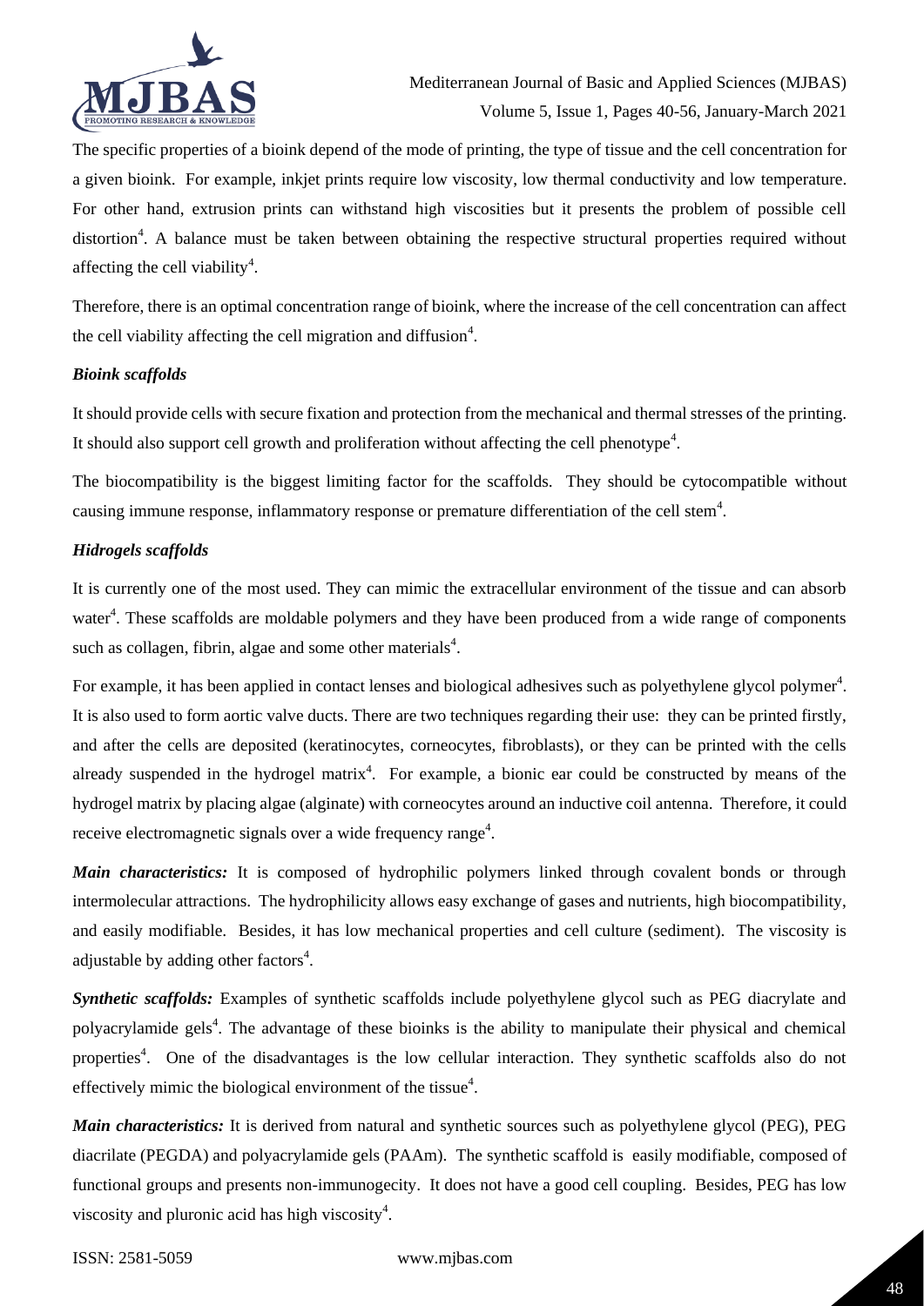The specific properties of a bioink depend of the mode of printing, the type of tissue and the cell concentration for a given bioink. For example, inkjet prints require low viscosity, low thermal conductivity and low temperature. For other hand, extrusion prints can withstand high viscosities but it presents the problem of possible cell distortion[4]. A balance must be taken between obtaining the respective structural properties required without affecting the cell viability[4].

Therefore, there is an optimal concentration range of bioink, where the increase of the cell concentration can affect the cell viability affecting the cell migration and diffusion[4].

### *Bioink scaffolds*

It should provide cells with secure fixation and protection from the mechanical and thermal stresses of the printing. It should also support cell growth and proliferation without affecting the cell phenotype[4].

The biocompatibility is the biggest limiting factor for the scaffolds. They should be cytocompatible without causing immune response, inflammatory response or premature differentiation of the cell stem[4].

### *Hidrogels scaffolds*

It is currently one of the most used. They can mimic the extracellular environment of the tissue and can absorb water[4]. These scaffolds are moldable polymers and they have been produced from a wide range of components such as collagen, fibrin, algae and some other materials[4].

For example, it has been applied in contact lenses and biological adhesives such as polyethylene glycol polymer[4]. It is also used to form aortic valve ducts. There are two techniques regarding their use: they can be printed firstly, and after the cells are deposited (keratinocytes, corneocytes, fibroblasts), or they can be printed with the cells already suspended in the hydrogel matrix[4]. For example, a bionic ear could be constructed by means of the hydrogel matrix by placing algae (alginate) with corneocytes around an inductive coil antenna. Therefore, it could receive electromagnetic signals over a wide frequency range[4].

***Main characteristics:*** It is composed of hydrophilic polymers linked through covalent bonds or through intermolecular attractions. The hydrophilicity allows easy exchange of gases and nutrients, high biocompatibility, and easily modifiable. Besides, it has low mechanical properties and cell culture (sediment). The viscosity is adjustable by adding other factors[4].

***Synthetic scaffolds:*** Examples of synthetic scaffolds include polyethylene glycol such as PEG diacrylate and polyacrylamide gels[4]. The advantage of these bioinks is the ability to manipulate their physical and chemical properties[4]. One of the disadvantages is the low cellular interaction. They synthetic scaffolds also do not effectively mimic the biological environment of the tissue[4].

***Main characteristics:*** It is derived from natural and synthetic sources such as polyethylene glycol (PEG), PEG diacrilate (PEGDA) and polyacrylamide gels (PAAm). The synthetic scaffold is easily modifiable, composed of functional groups and presents non-immunogecity. It does not have a good cell coupling. Besides, PEG has low viscosity and pluronic acid has high viscosity[4].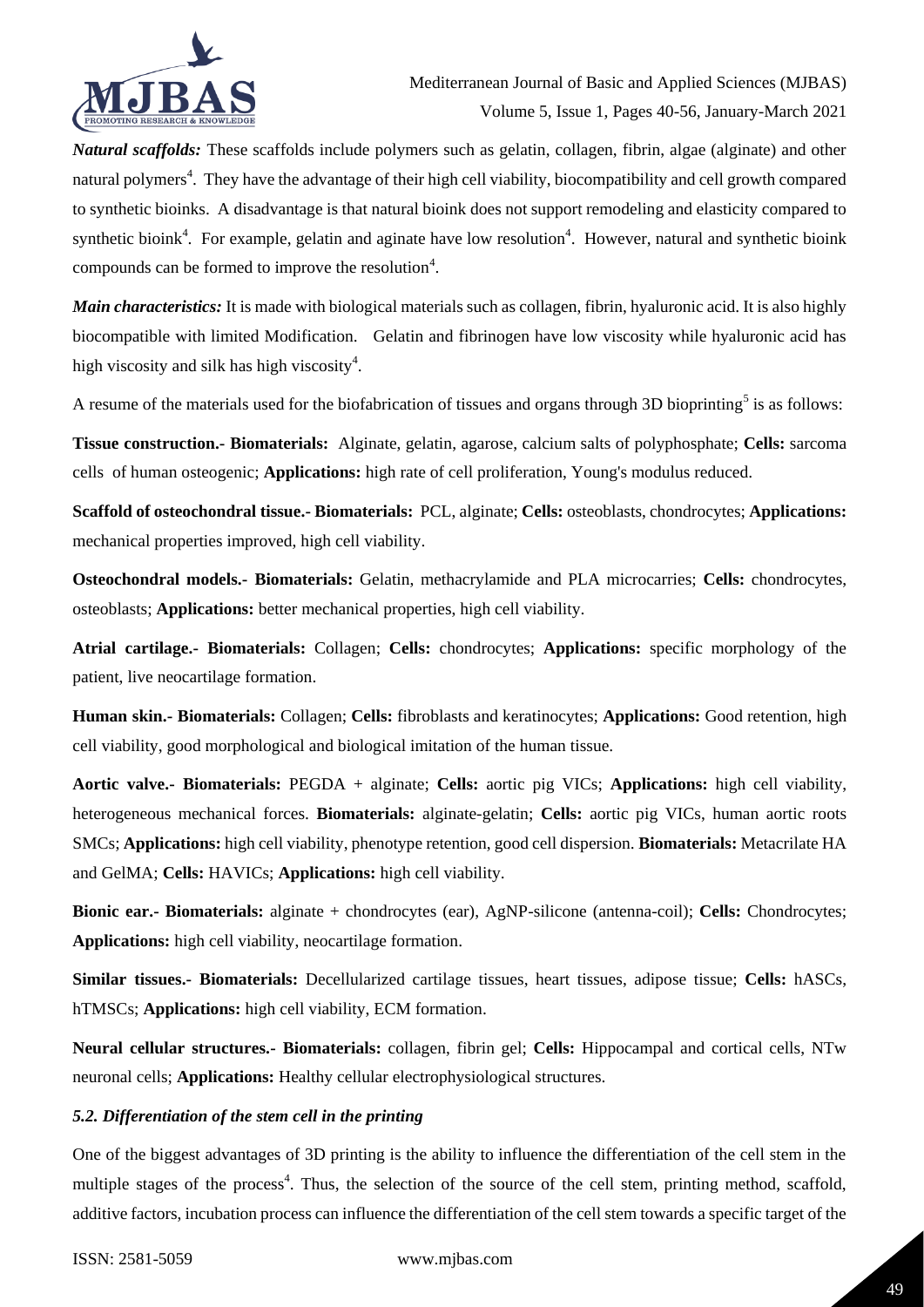***Natural scaffolds:*** These scaffolds include polymers such as gelatin, collagen, fibrin, algae (alginate) and other natural polymers[4]. They have the advantage of their high cell viability, biocompatibility and cell growth compared to synthetic bioinks. A disadvantage is that natural bioink does not support remodeling and elasticity compared to synthetic bioink[4]. For example, gelatin and aginate have low resolution[4]. However, natural and synthetic bioink compounds can be formed to improve the resolution[4].

***Main characteristics:*** It is made with biological materials such as collagen, fibrin, hyaluronic acid. It is also highly biocompatible with limited Modification. Gelatin and fibrinogen have low viscosity while hyaluronic acid has high viscosity and silk has high viscosity[4].

A resume of the materials used for the biofabrication of tissues and organs through 3D bioprinting[5] is as follows:

**Tissue construction.- Biomaterials:** Alginate, gelatin, agarose, calcium salts of polyphosphate; **Cells:** sarcoma cells of human osteogenic; **Applications:** high rate of cell proliferation, Young's modulus reduced.

**Scaffold of osteochondral tissue.- Biomaterials:** PCL, alginate; **Cells:** osteoblasts, chondrocytes; **Applications:** mechanical properties improved, high cell viability.

**Osteochondral models.- Biomaterials:** Gelatin, methacrylamide and PLA microcarries; **Cells:** chondrocytes, osteoblasts; **Applications:** better mechanical properties, high cell viability.

**Atrial cartilage.- Biomaterials:** Collagen; **Cells:** chondrocytes; **Applications:** specific morphology of the patient, live neocartilage formation.

**Human skin.- Biomaterials:** Collagen; **Cells:** fibroblasts and keratinocytes; **Applications:** Good retention, high cell viability, good morphological and biological imitation of the human tissue.

**Aortic valve.- Biomaterials:** PEGDA + alginate; **Cells:** aortic pig VICs; **Applications:** high cell viability, heterogeneous mechanical forces. **Biomaterials:** alginate-gelatin; **Cells:** aortic pig VICs, human aortic roots SMCs; **Applications:** high cell viability, phenotype retention, good cell dispersion. **Biomaterials:** Metacrilate HA and GelMA; **Cells:** HAVICs; **Applications:** high cell viability.

**Bionic ear.- Biomaterials:** alginate + chondrocytes (ear), AgNP-silicone (antenna-coil); **Cells:** Chondrocytes; **Applications:** high cell viability, neocartilage formation.

**Similar tissues.- Biomaterials:** Decellularized cartilage tissues, heart tissues, adipose tissue; **Cells:** hASCs, hTMSCs; **Applications:** high cell viability, ECM formation.

**Neural cellular structures.- Biomaterials:** collagen, fibrin gel; **Cells:** Hippocampal and cortical cells, NTw neuronal cells; **Applications:** Healthy cellular electrophysiological structures.

### *5.2. Differentiation of the stem cell in the printing*

One of the biggest advantages of 3D printing is the ability to influence the differentiation of the cell stem in the multiple stages of the process[4]. Thus, the selection of the source of the cell stem, printing method, scaffold, additive factors, incubation process can influence the differentiation of the cell stem towards a specific target of the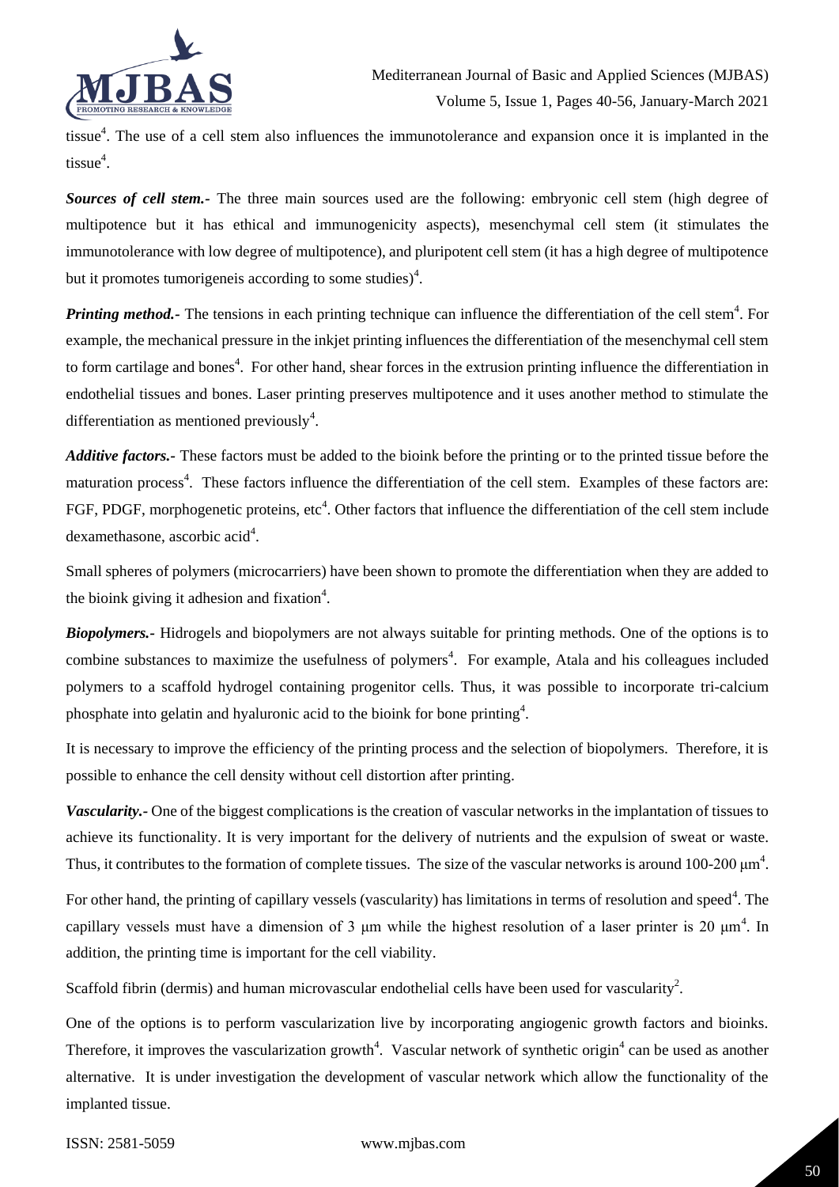tissue[4]. The use of a cell stem also influences the immunotolerance and expansion once it is implanted in the tissue[4].

***Sources of cell stem.-*** The three main sources used are the following: embryonic cell stem (high degree of multipotence but it has ethical and immunogenicity aspects), mesenchymal cell stem (it stimulates the immunotolerance with low degree of multipotence), and pluripotent cell stem (it has a high degree of multipotence but it promotes tumorigeneis according to some studies)[4].

***Printing method.-*** The tensions in each printing technique can influence the differentiation of the cell stem[4]. For example, the mechanical pressure in the inkjet printing influences the differentiation of the mesenchymal cell stem to form cartilage and bones[4]. For other hand, shear forces in the extrusion printing influence the differentiation in endothelial tissues and bones. Laser printing preserves multipotence and it uses another method to stimulate the differentiation as mentioned previously[4].

***Additive factors.-*** These factors must be added to the bioink before the printing or to the printed tissue before the maturation process[4]. These factors influence the differentiation of the cell stem. Examples of these factors are: FGF, PDGF, morphogenetic proteins, etc[4]. Other factors that influence the differentiation of the cell stem include dexamethasone, ascorbic acid[4].

Small spheres of polymers (microcarriers) have been shown to promote the differentiation when they are added to the bioink giving it adhesion and fixation[4].

***Biopolymers.-*** Hidrogels and biopolymers are not always suitable for printing methods. One of the options is to combine substances to maximize the usefulness of polymers[4]. For example, Atala and his colleagues included polymers to a scaffold hydrogel containing progenitor cells. Thus, it was possible to incorporate tri-calcium phosphate into gelatin and hyaluronic acid to the bioink for bone printing[4].

It is necessary to improve the efficiency of the printing process and the selection of biopolymers. Therefore, it is possible to enhance the cell density without cell distortion after printing.

***Vascularity.-*** One of the biggest complications is the creation of vascular networks in the implantation of tissues to achieve its functionality. It is very important for the delivery of nutrients and the expulsion of sweat or waste. Thus, it contributes to the formation of complete tissues. The size of the vascular networks is around 100-200 μm[4].

For other hand, the printing of capillary vessels (vascularity) has limitations in terms of resolution and speed[4]. The capillary vessels must have a dimension of 3 μm while the highest resolution of a laser printer is 20 μm[4]. In addition, the printing time is important for the cell viability.

Scaffold fibrin (dermis) and human microvascular endothelial cells have been used for vascularity[2].

One of the options is to perform vascularization live by incorporating angiogenic growth factors and bioinks. Therefore, it improves the vascularization growth[4]. Vascular network of synthetic origin[4] can be used as another alternative. It is under investigation the development of vascular network which allow the functionality of the implanted tissue.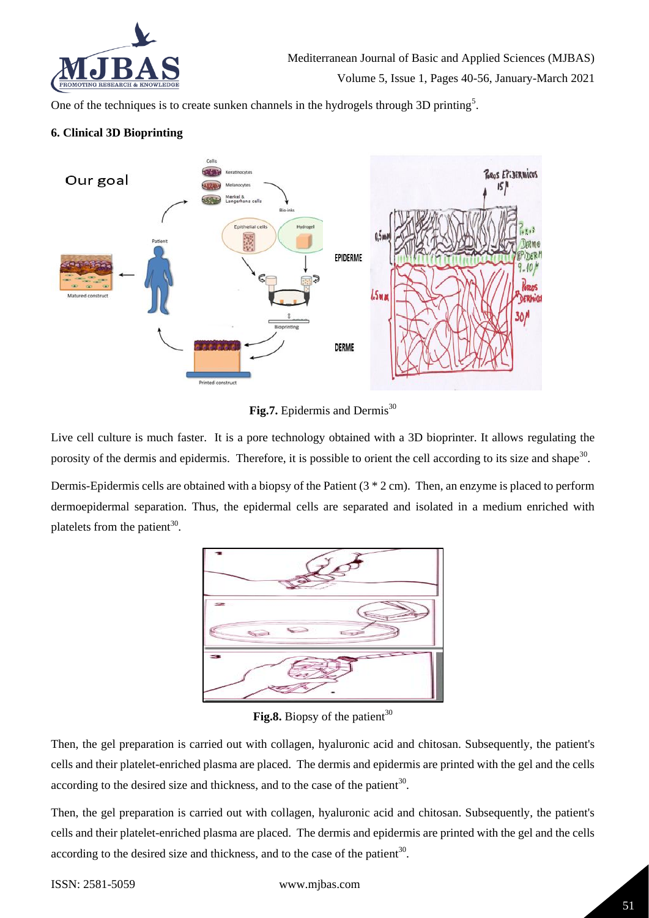One of the techniques is to create sunken channels in the hydrogels through 3D printing[5].

### 6. Clinical 3D Bioprinting

**Fig.7.** Epidermis and Dermis[30]

Live cell culture is much faster. It is a pore technology obtained with a 3D bioprinter. It allows regulating the porosity of the dermis and epidermis. Therefore, it is possible to orient the cell according to its size and shape[30].

Dermis-Epidermis cells are obtained with a biopsy of the Patient (3 * 2 cm). Then, an enzyme is placed to perform dermoepidermal separation. Thus, the epidermal cells are separated and isolated in a medium enriched with platelets from the patient[30].

**Fig.8.** Biopsy of the patient[30]

Then, the gel preparation is carried out with collagen, hyaluronic acid and chitosan. Subsequently, the patient's cells and their platelet-enriched plasma are placed. The dermis and epidermis are printed with the gel and the cells according to the desired size and thickness, and to the case of the patient[30].

Then, the gel preparation is carried out with collagen, hyaluronic acid and chitosan. Subsequently, the patient's cells and their platelet-enriched plasma are placed. The dermis and epidermis are printed with the gel and the cells according to the desired size and thickness, and to the case of the patient[30].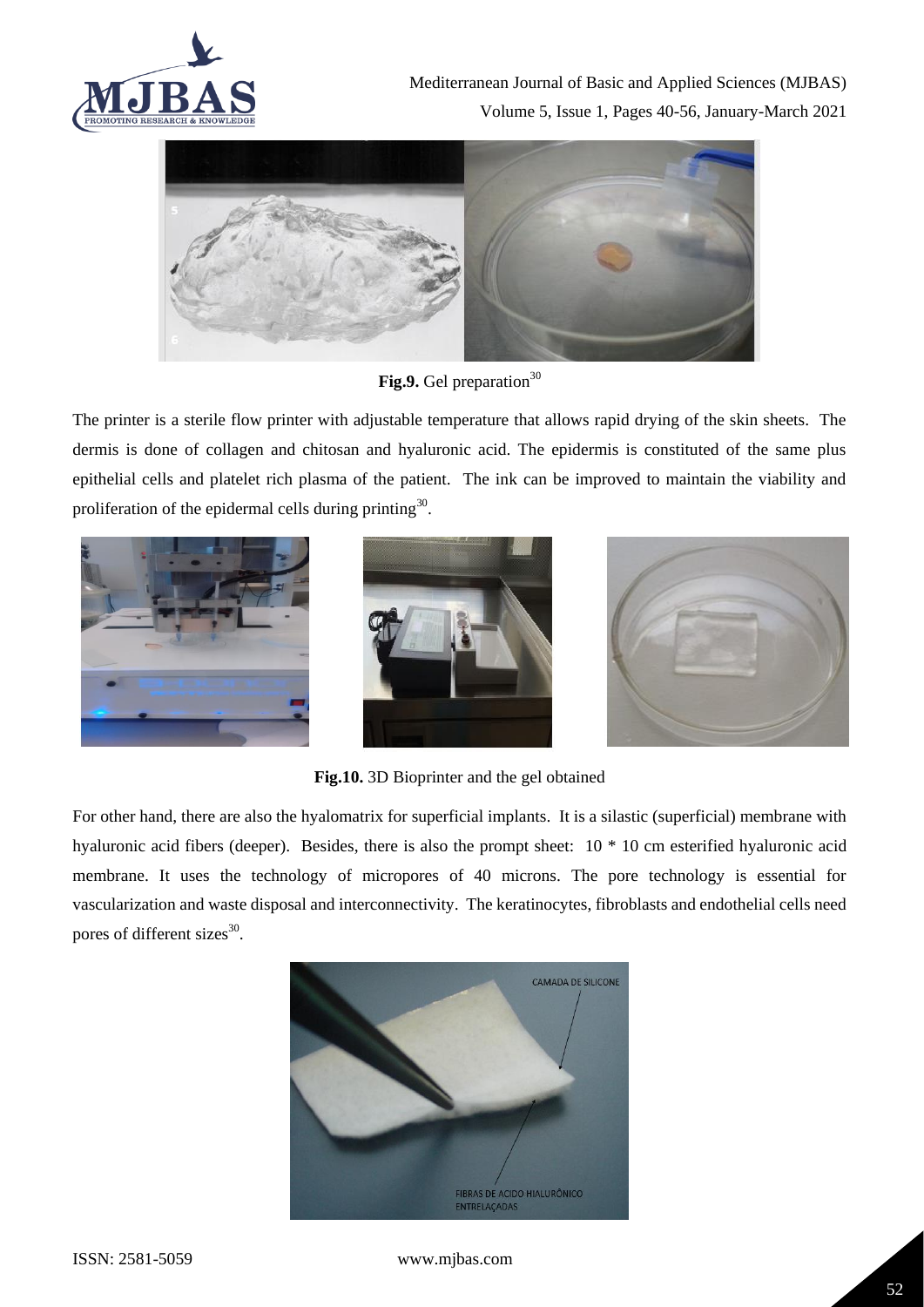**Fig.9.** Gel preparation[30]

The printer is a sterile flow printer with adjustable temperature that allows rapid drying of the skin sheets. The dermis is done of collagen and chitosan and hyaluronic acid. The epidermis is constituted of the same plus epithelial cells and platelet rich plasma of the patient. The ink can be improved to maintain the viability and proliferation of the epidermal cells during printing[30].

**Fig.10.** 3D Bioprinter and the gel obtained

For other hand, there are also the hyalomatrix for superficial implants. It is a silastic (superficial) membrane with hyaluronic acid fibers (deeper). Besides, there is also the prompt sheet: 10 * 10 cm esterified hyaluronic acid membrane. It uses the technology of micropores of 40 microns. The pore technology is essential for vascularization and waste disposal and interconnectivity. The keratinocytes, fibroblasts and endothelial cells need pores of different sizes[30].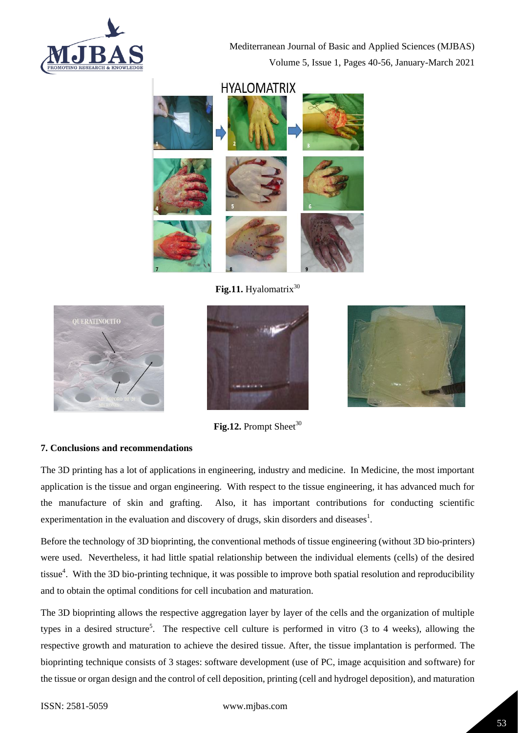**Fig.11.** Hyalomatrix[30]

**Fig.12.** Prompt Sheet[30]

### 7. Conclusions and recommendations

The 3D printing has a lot of applications in engineering, industry and medicine. In Medicine, the most important application is the tissue and organ engineering. With respect to the tissue engineering, it has advanced much for the manufacture of skin and grafting. Also, it has important contributions for conducting scientific experimentation in the evaluation and discovery of drugs, skin disorders and diseases[1].

Before the technology of 3D bioprinting, the conventional methods of tissue engineering (without 3D bio-printers) were used. Nevertheless, it had little spatial relationship between the individual elements (cells) of the desired tissue[4]. With the 3D bio-printing technique, it was possible to improve both spatial resolution and reproducibility and to obtain the optimal conditions for cell incubation and maturation.

The 3D bioprinting allows the respective aggregation layer by layer of the cells and the organization of multiple types in a desired structure[5]. The respective cell culture is performed in vitro (3 to 4 weeks), allowing the respective growth and maturation to achieve the desired tissue. After, the tissue implantation is performed. The bioprinting technique consists of 3 stages: software development (use of PC, image acquisition and software) for the tissue or organ design and the control of cell deposition, printing (cell and hydrogel deposition), and maturation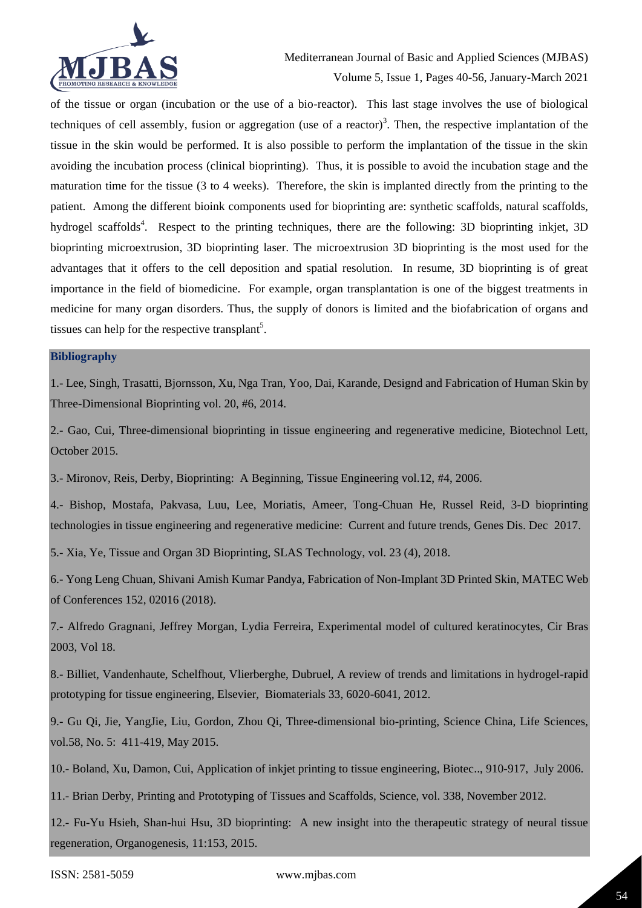of the tissue or organ (incubation or the use of a bio-reactor). This last stage involves the use of biological techniques of cell assembly, fusion or aggregation (use of a reactor)[3]. Then, the respective implantation of the tissue in the skin would be performed. It is also possible to perform the implantation of the tissue in the skin avoiding the incubation process (clinical bioprinting). Thus, it is possible to avoid the incubation stage and the maturation time for the tissue (3 to 4 weeks). Therefore, the skin is implanted directly from the printing to the patient. Among the different bioink components used for bioprinting are: synthetic scaffolds, natural scaffolds, hydrogel scaffolds[4]. Respect to the printing techniques, there are the following: 3D bioprinting inkjet, 3D bioprinting microextrusion, 3D bioprinting laser. The microextrusion 3D bioprinting is the most used for the advantages that it offers to the cell deposition and spatial resolution. In resume, 3D bioprinting is of great importance in the field of biomedicine. For example, organ transplantation is one of the biggest treatments in medicine for many organ disorders. Thus, the supply of donors is limited and the biofabrication of organs and tissues can help for the respective transplant[5].

## Bibliography

1.- Lee, Singh, Trasatti, Bjornsson, Xu, Nga Tran, Yoo, Dai, Karande, Designd and Fabrication of Human Skin by Three-Dimensional Bioprinting vol. 20, #6, 2014.

2.- Gao, Cui, Three-dimensional bioprinting in tissue engineering and regenerative medicine, Biotechnol Lett, October 2015.

3.- Mironov, Reis, Derby, Bioprinting: A Beginning, Tissue Engineering vol.12, #4, 2006.

4.- Bishop, Mostafa, Pakvasa, Luu, Lee, Moriatis, Ameer, Tong-Chuan He, Russel Reid, 3-D bioprinting technologies in tissue engineering and regenerative medicine: Current and future trends, Genes Dis. Dec 2017.

5.- Xia, Ye, Tissue and Organ 3D Bioprinting, SLAS Technology, vol. 23 (4), 2018.

6.- Yong Leng Chuan, Shivani Amish Kumar Pandya, Fabrication of Non-Implant 3D Printed Skin, MATEC Web of Conferences 152, 02016 (2018).

7.- Alfredo Gragnani, Jeffrey Morgan, Lydia Ferreira, Experimental model of cultured keratinocytes, Cir Bras 2003, Vol 18.

8.- Billiet, Vandenhaute, Schelfhout, Vlierberghe, Dubruel, A review of trends and limitations in hydrogel-rapid prototyping for tissue engineering, Elsevier, Biomaterials 33, 6020-6041, 2012.

9.- Gu Qi, Jie, YangJie, Liu, Gordon, Zhou Qi, Three-dimensional bio-printing, Science China, Life Sciences, vol.58, No. 5: 411-419, May 2015.

10.- Boland, Xu, Damon, Cui, Application of inkjet printing to tissue engineering, Biotec.., 910-917, July 2006.

11.- Brian Derby, Printing and Prototyping of Tissues and Scaffolds, Science, vol. 338, November 2012.

12.- Fu-Yu Hsieh, Shan-hui Hsu, 3D bioprinting: A new insight into the therapeutic strategy of neural tissue regeneration, Organogenesis, 11:153, 2015.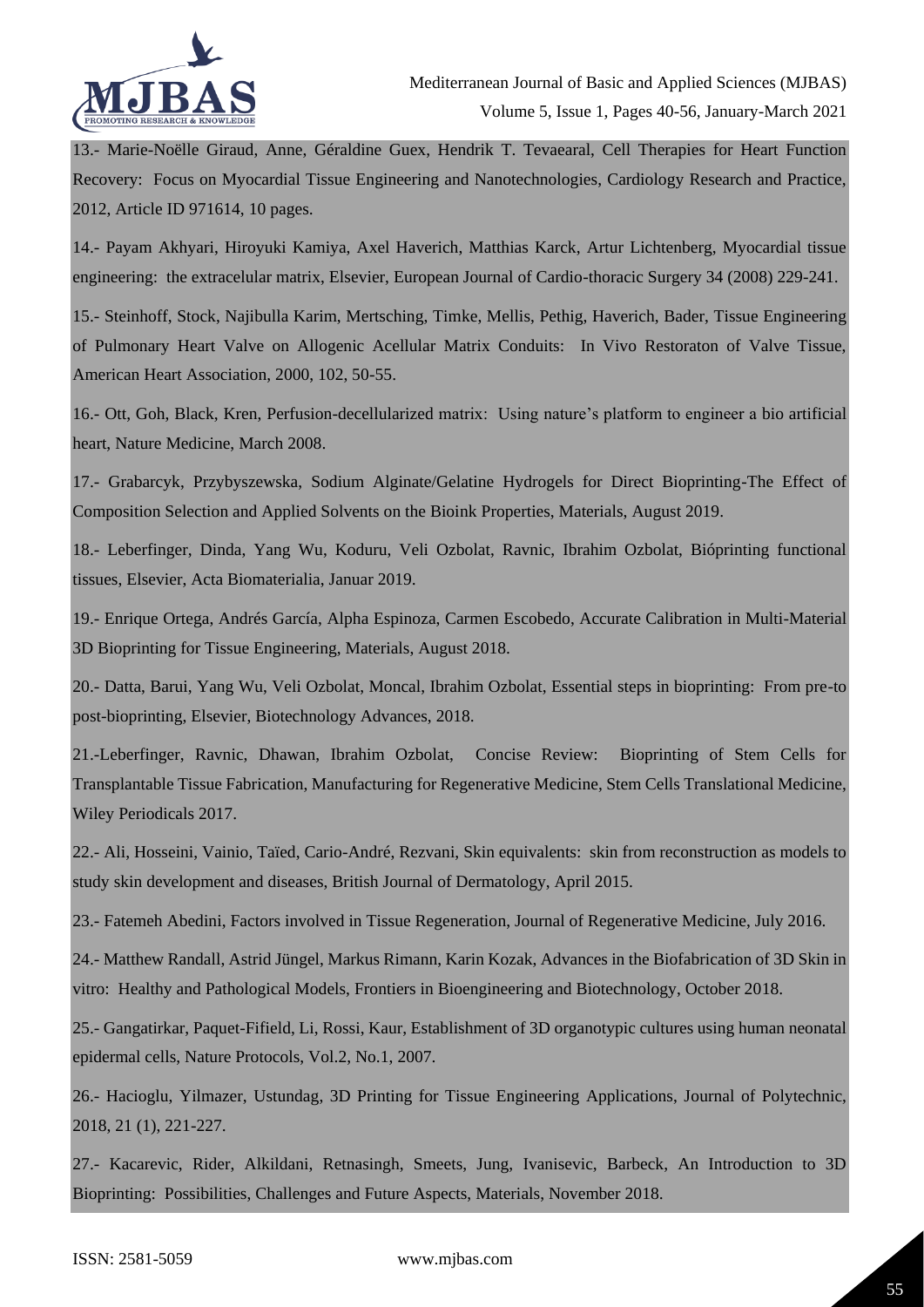13.- Marie-Noëlle Giraud, Anne, Géraldine Guex, Hendrik T. Tevaearal, Cell Therapies for Heart Function Recovery: Focus on Myocardial Tissue Engineering and Nanotechnologies, Cardiology Research and Practice, 2012, Article ID 971614, 10 pages.

14.- Payam Akhyari, Hiroyuki Kamiya, Axel Haverich, Matthias Karck, Artur Lichtenberg, Myocardial tissue engineering: the extracelular matrix, Elsevier, European Journal of Cardio-thoracic Surgery 34 (2008) 229-241.

15.- Steinhoff, Stock, Najibulla Karim, Mertsching, Timke, Mellis, Pethig, Haverich, Bader, Tissue Engineering of Pulmonary Heart Valve on Allogenic Acellular Matrix Conduits: In Vivo Restoraton of Valve Tissue, American Heart Association, 2000, 102, 50-55.

16.- Ott, Goh, Black, Kren, Perfusion-decellularized matrix: Using nature's platform to engineer a bio artificial heart, Nature Medicine, March 2008.

17.- Grabarcyk, Przybyszewska, Sodium Alginate/Gelatine Hydrogels for Direct Bioprinting-The Effect of Composition Selection and Applied Solvents on the Bioink Properties, Materials, August 2019.

18.- Leberfinger, Dinda, Yang Wu, Koduru, Veli Ozbolat, Ravnic, Ibrahim Ozbolat, Bióprinting functional tissues, Elsevier, Acta Biomaterialia, Januar 2019.

19.- Enrique Ortega, Andrés García, Alpha Espinoza, Carmen Escobedo, Accurate Calibration in Multi-Material 3D Bioprinting for Tissue Engineering, Materials, August 2018.

20.- Datta, Barui, Yang Wu, Veli Ozbolat, Moncal, Ibrahim Ozbolat, Essential steps in bioprinting: From pre-to post-bioprinting, Elsevier, Biotechnology Advances, 2018.

21.-Leberfinger, Ravnic, Dhawan, Ibrahim Ozbolat, Concise Review: Bioprinting of Stem Cells for Transplantable Tissue Fabrication, Manufacturing for Regenerative Medicine, Stem Cells Translational Medicine, Wiley Periodicals 2017.

22.- Ali, Hosseini, Vainio, Taïed, Cario-André, Rezvani, Skin equivalents: skin from reconstruction as models to study skin development and diseases, British Journal of Dermatology, April 2015.

23.- Fatemeh Abedini, Factors involved in Tissue Regeneration, Journal of Regenerative Medicine, July 2016.

24.- Matthew Randall, Astrid Jüngel, Markus Rimann, Karin Kozak, Advances in the Biofabrication of 3D Skin in vitro: Healthy and Pathological Models, Frontiers in Bioengineering and Biotechnology, October 2018.

25.- Gangatirkar, Paquet-Fifield, Li, Rossi, Kaur, Establishment of 3D organotypic cultures using human neonatal epidermal cells, Nature Protocols, Vol.2, No.1, 2007.

26.- Hacioglu, Yilmazer, Ustundag, 3D Printing for Tissue Engineering Applications, Journal of Polytechnic, 2018, 21 (1), 221-227.

27.- Kacarevic, Rider, Alkildani, Retnasingh, Smeets, Jung, Ivanisevic, Barbeck, An Introduction to 3D Bioprinting: Possibilities, Challenges and Future Aspects, Materials, November 2018.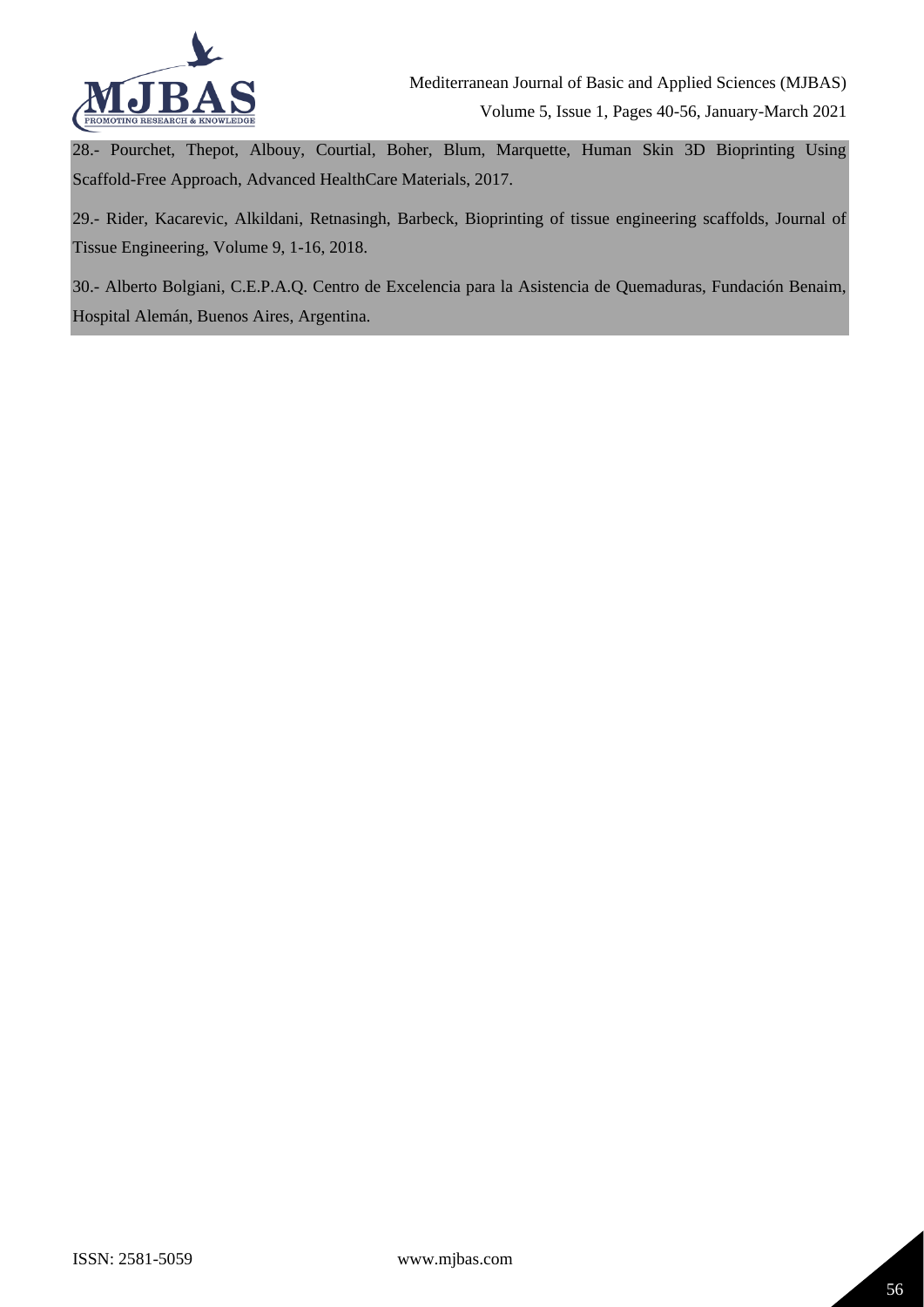28.- Pourchet, Thepot, Albouy, Courtial, Boher, Blum, Marquette, Human Skin 3D Bioprinting Using Scaffold-Free Approach, Advanced HealthCare Materials, 2017.

29.- Rider, Kacarevic, Alkildani, Retnasingh, Barbeck, Bioprinting of tissue engineering scaffolds, Journal of Tissue Engineering, Volume 9, 1-16, 2018.

30.- Alberto Bolgiani, C.E.P.A.Q. Centro de Excelencia para la Asistencia de Quemaduras, Fundación Benaim, Hospital Alemán, Buenos Aires, Argentina.